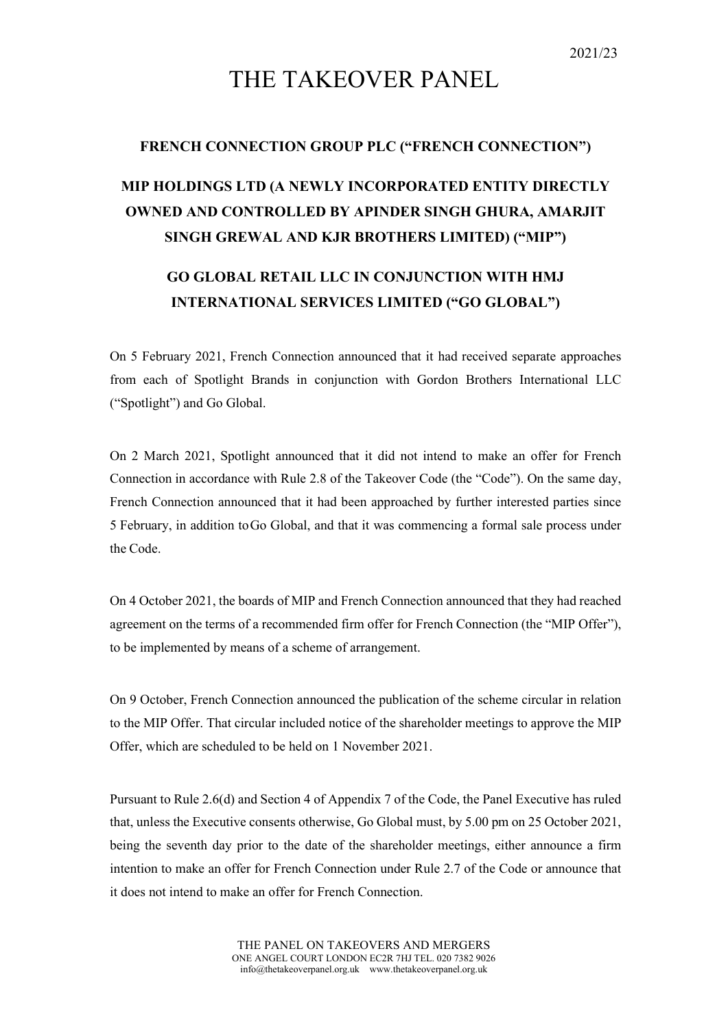2021/23

# THE TAKEOVER PANEL

## FRENCH CONNECTION GROUP PLC ("FRENCH CONNECTION")

## MIP HOLDINGS LTD (A NEWLY INCORPORATED ENTITY DIRECTLY OWNED AND CONTROLLED BY APINDER SINGH GHURA, AMARJIT SINGH GREWAL AND KJR BROTHERS LIMITED) ("MIP")

## GO GLOBAL RETAIL LLC IN CONJUNCTION WITH HMJ INTERNATIONAL SERVICES LIMITED ("GO GLOBAL")

On 5 February 2021, French Connection announced that it had received separate approaches from each of Spotlight Brands in conjunction with Gordon Brothers International LLC ("Spotlight") and Go Global.

On 2 March 2021, Spotlight announced that it did not intend to make an offer for French Connection in accordance with Rule 2.8 of the Takeover Code (the "Code"). On the same day, French Connection announced that it had been approached by further interested parties since 5 February, in addition to Go Global, and that it was commencing a formal sale process under the Code.

On 4 October 2021, the boards of MIP and French Connection announced that they had reached agreement on the terms of a recommended firm offer for French Connection (the "MIP Offer"), to be implemented by means of a scheme of arrangement.

On 9 October, French Connection announced the publication of the scheme circular in relation to the MIP Offer. That circular included notice of the shareholder meetings to approve the MIP Offer, which are scheduled to be held on 1 November 2021.

Pursuant to Rule 2.6(d) and Section 4 of Appendix 7 of the Code, the Panel Executive has ruled that, unless the Executive consents otherwise, Go Global must, by 5.00 pm on 25 October 2021, being the seventh day prior to the date of the shareholder meetings, either announce a firm intention to make an offer for French Connection under Rule 2.7 of the Code or announce that it does not intend to make an offer for French Connection.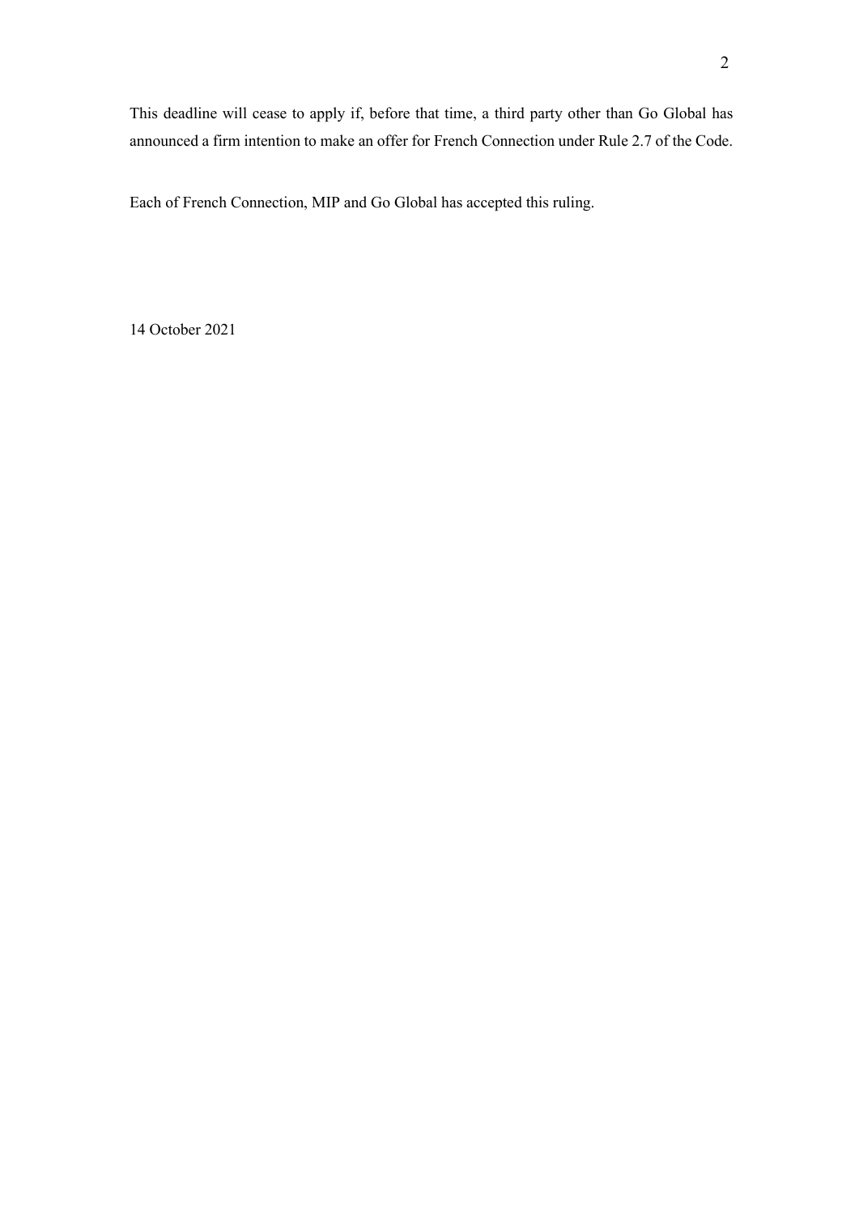This deadline will cease to apply if, before that time, a third party other than Go Global has announced a firm intention to make an offer for French Connection under Rule 2.7 of the Code.

Each of French Connection, MIP and Go Global has accepted this ruling.

14 October 2021